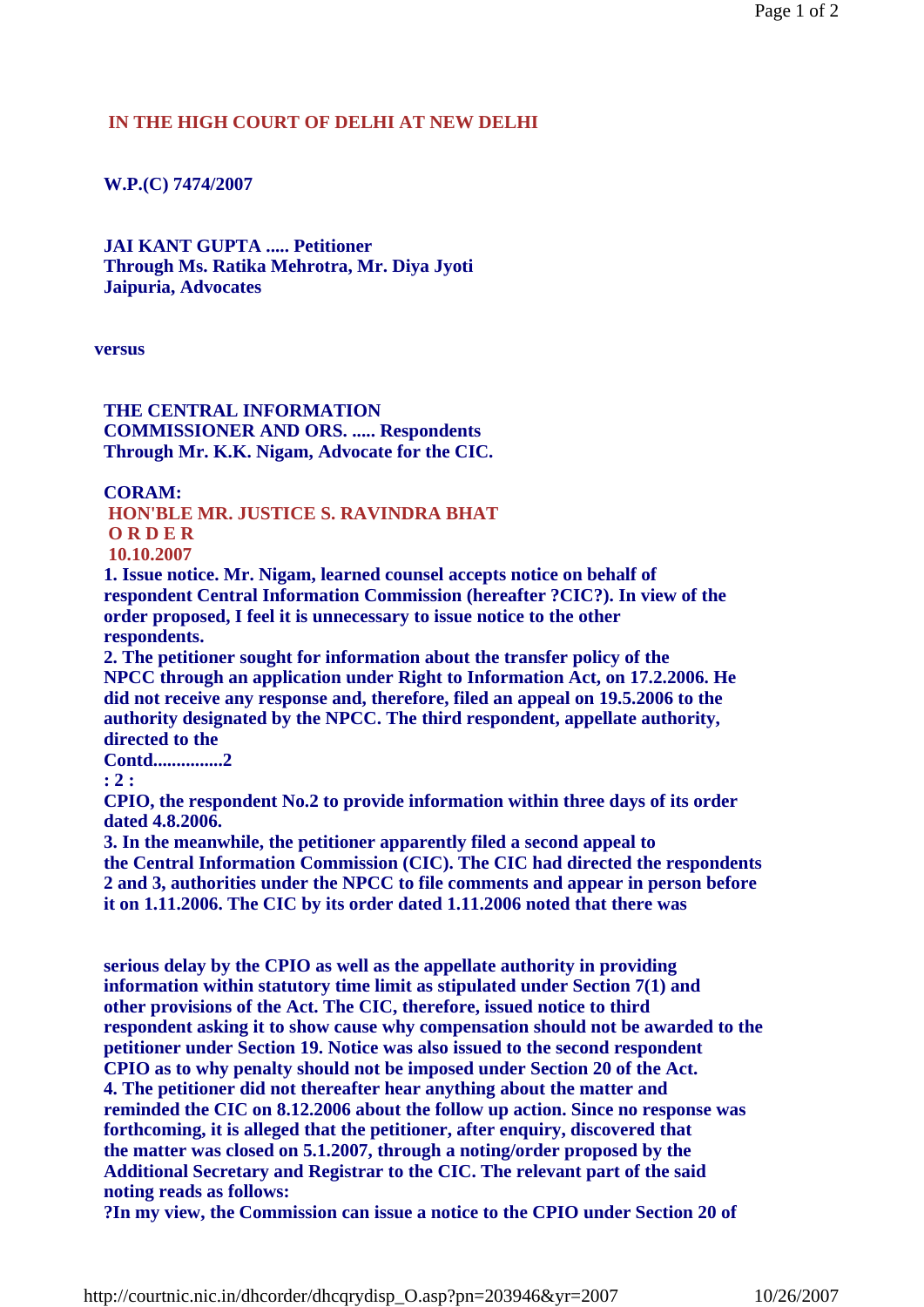**IN THE HIGH COURT OF DELHI AT NEW DELHI**

**W.P.(C) 7474/2007**

**JAI KANT GUPTA ..... Petitioner**
**Through Ms. Ratika Mehrotra, Mr. Diya Jyoti Jaipuria, Advocates**

**versus**

**THE CENTRAL INFORMATION COMMISSIONER AND ORS. ..... Respondents**
**Through Mr. K.K. Nigam, Advocate for the CIC.**

**CORAM:**
**HON'BLE MR. JUSTICE S. RAVINDRA BHAT**
**O R D E R**
**10.10.2007**

**1. Issue notice. Mr. Nigam, learned counsel accepts notice on behalf of respondent Central Information Commission (hereafter ?CIC?). In view of the order proposed, I feel it is unnecessary to issue notice to the other respondents.**

**2. The petitioner sought for information about the transfer policy of the NPCC through an application under Right to Information Act, on 17.2.2006. He did not receive any response and, therefore, filed an appeal on 19.5.2006 to the authority designated by the NPCC. The third respondent, appellate authority, directed to the**

**Contd...............2**

**: 2 :**

**CPIO, the respondent No.2 to provide information within three days of its order dated 4.8.2006.**

**3. In the meanwhile, the petitioner apparently filed a second appeal to the Central Information Commission (CIC). The CIC had directed the respondents 2 and 3, authorities under the NPCC to file comments and appear in person before it on 1.11.2006. The CIC by its order dated 1.11.2006 noted that there was serious delay by the CPIO as well as the appellate authority in providing information within statutory time limit as stipulated under Section 7(1) and other provisions of the Act. The CIC, therefore, issued notice to third respondent asking it to show cause why compensation should not be awarded to the petitioner under Section 19. Notice was also issued to the second respondent CPIO as to why penalty should not be imposed under Section 20 of the Act.**

**4. The petitioner did not thereafter hear anything about the matter and reminded the CIC on 8.12.2006 about the follow up action. Since no response was forthcoming, it is alleged that the petitioner, after enquiry, discovered that the matter was closed on 5.1.2007, through a noting/order proposed by the Additional Secretary and Registrar to the CIC. The relevant part of the said noting reads as follows:**

**?In my view, the Commission can issue a notice to the CPIO under Section 20 of**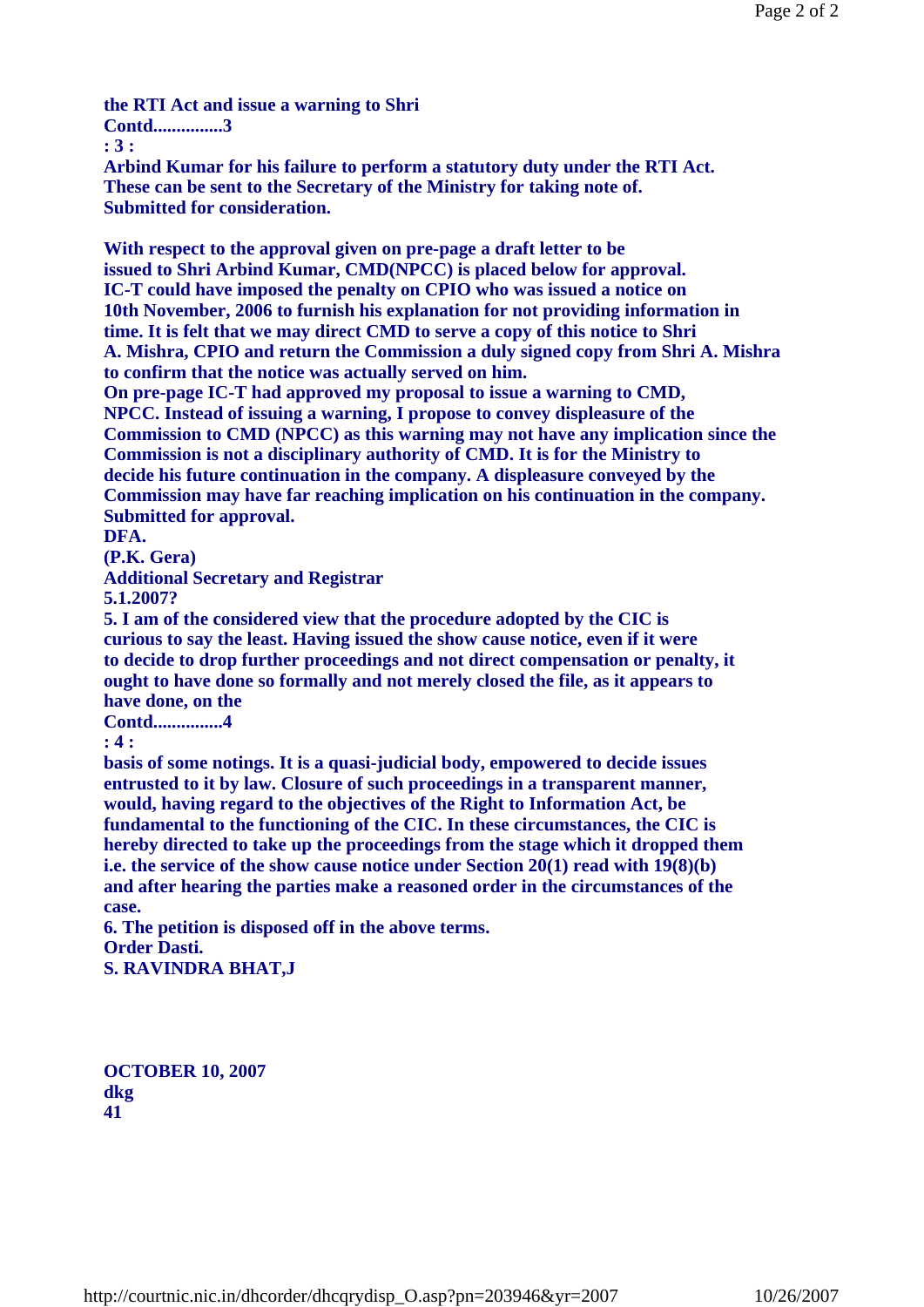**the RTI Act and issue a warning to Shri**
**Contd...............3**
**: 3 :**
**Arbind Kumar for his failure to perform a statutory duty under the RTI Act. These can be sent to the Secretary of the Ministry for taking note of. Submitted for consideration.**

**With respect to the approval given on pre-page a draft letter to be issued to Shri Arbind Kumar, CMD(NPCC) is placed below for approval. IC-T could have imposed the penalty on CPIO who was issued a notice on 10th November, 2006 to furnish his explanation for not providing information in time. It is felt that we may direct CMD to serve a copy of this notice to Shri A. Mishra, CPIO and return the Commission a duly signed copy from Shri A. Mishra to confirm that the notice was actually served on him.**
**On pre-page IC-T had approved my proposal to issue a warning to CMD, NPCC. Instead of issuing a warning, I propose to convey displeasure of the Commission to CMD (NPCC) as this warning may not have any implication since the Commission is not a disciplinary authority of CMD. It is for the Ministry to decide his future continuation in the company. A displeasure conveyed by the Commission may have far reaching implication on his continuation in the company. Submitted for approval.**
**DFA.**
**(P.K. Gera)**
**Additional Secretary and Registrar**
**5.1.2007?**
**5. I am of the considered view that the procedure adopted by the CIC is curious to say the least. Having issued the show cause notice, even if it were to decide to drop further proceedings and not direct compensation or penalty, it ought to have done so formally and not merely closed the file, as it appears to have done, on the**
**Contd...............4**
**: 4 :**
**basis of some notings. It is a quasi-judicial body, empowered to decide issues entrusted to it by law. Closure of such proceedings in a transparent manner, would, having regard to the objectives of the Right to Information Act, be fundamental to the functioning of the CIC. In these circumstances, the CIC is hereby directed to take up the proceedings from the stage which it dropped them i.e. the service of the show cause notice under Section 20(1) read with 19(8)(b) and after hearing the parties make a reasoned order in the circumstances of the case.**
**6. The petition is disposed off in the above terms.**
**Order Dasti.**
**S. RAVINDRA BHAT,J**

**OCTOBER 10, 2007**
**dkg**
**41**